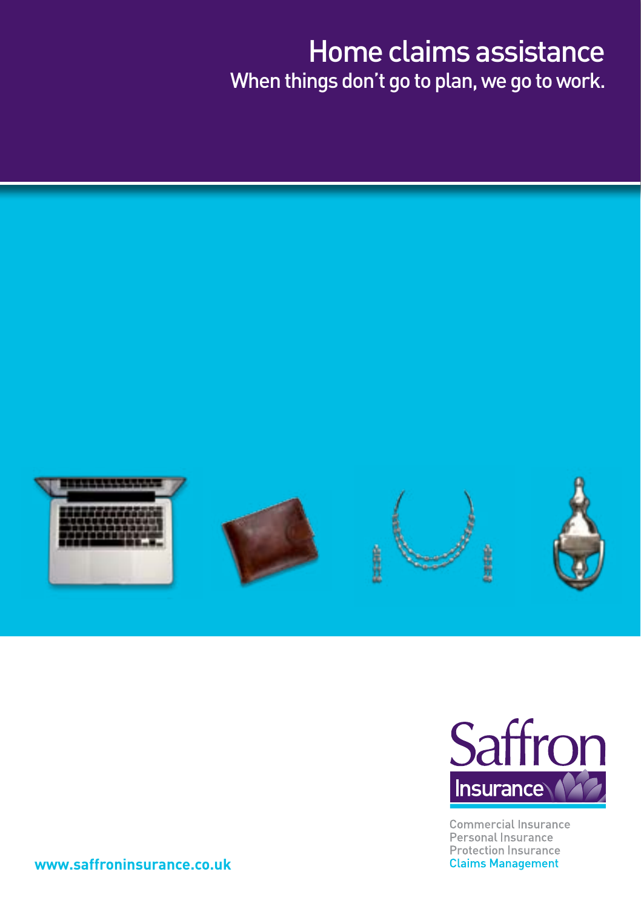# Home claims assistance

## When things don't go to plan, we go to work.

Saffron Insurance

Commercial Insurance
Personal Insurance
Protection Insurance
Claims Management

www.saffroninsurance.co.uk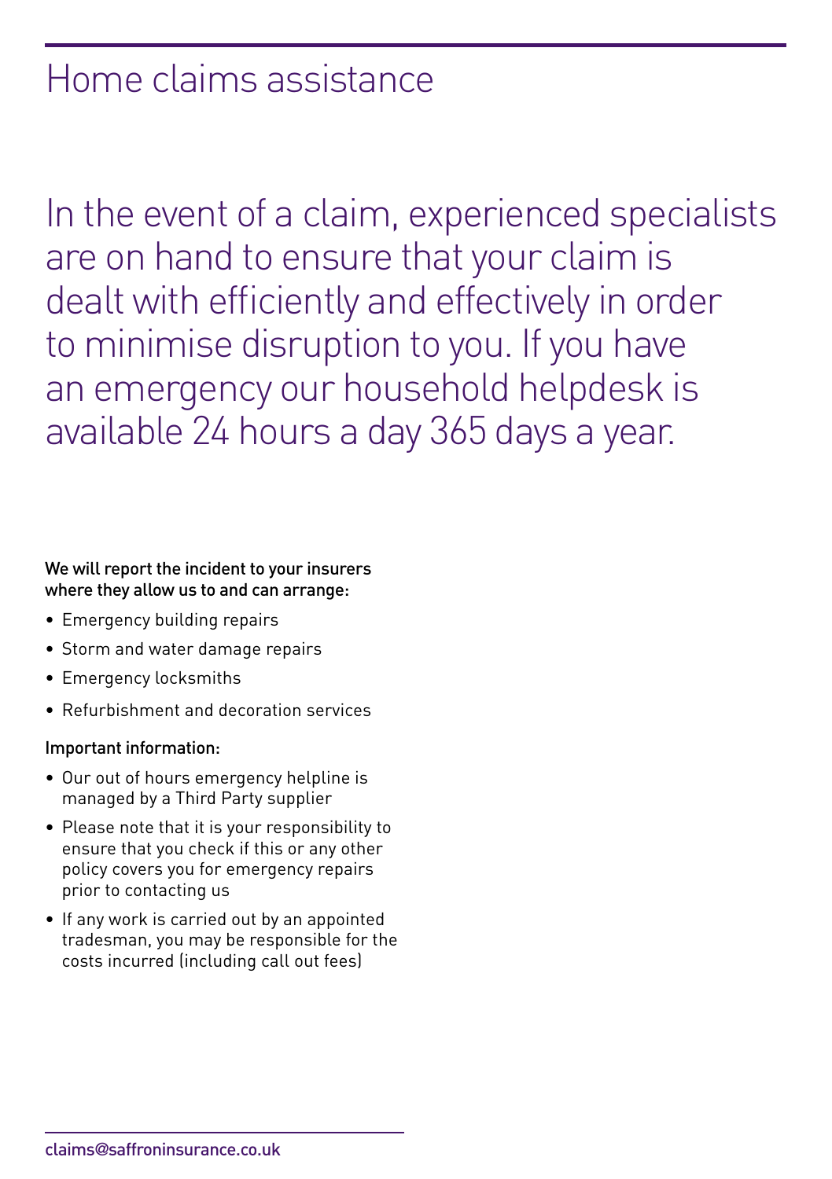# Home claims assistance

In the event of a claim, experienced specialists are on hand to ensure that your claim is dealt with efficiently and effectively in order to minimise disruption to you. If you have an emergency our household helpdesk is available 24 hours a day 365 days a year.

**We will report the incident to your insurers where they allow us to and can arrange:**

- Emergency building repairs
- Storm and water damage repairs
- Emergency locksmiths
- Refurbishment and decoration services

**Important information:**

- Our out of hours emergency helpline is managed by a Third Party supplier
- Please note that it is your responsibility to ensure that you check if this or any other policy covers you for emergency repairs prior to contacting us
- If any work is carried out by an appointed tradesman, you may be responsible for the costs incurred (including call out fees)

claims@saffroninsurance.co.uk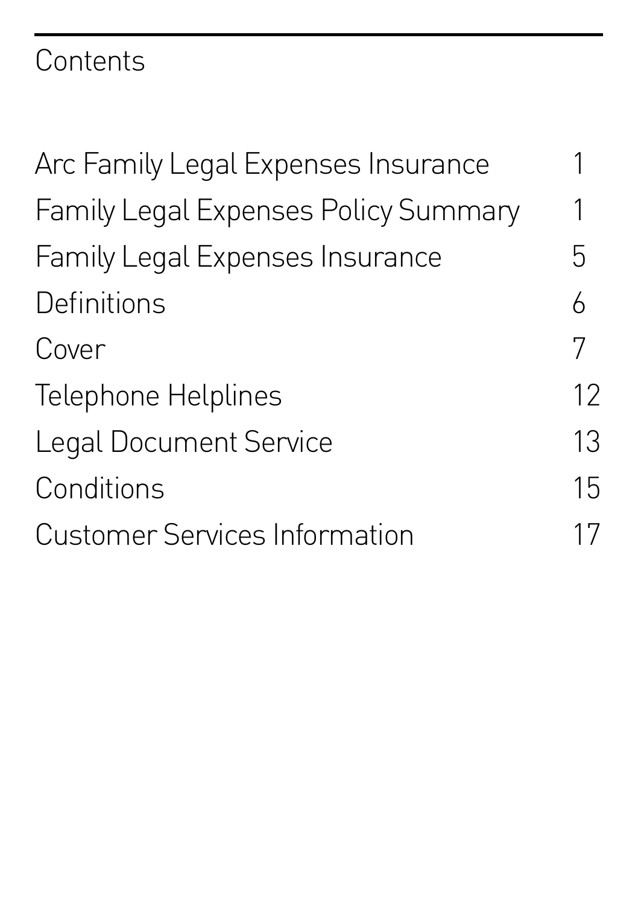# Contents

| | |
|---|---|
| Arc Family Legal Expenses Insurance | 1 |
| Family Legal Expenses Policy Summary | 1 |
| Family Legal Expenses Insurance | 5 |
| Definitions | 6 |
| Cover | 7 |
| Telephone Helplines | 12 |
| Legal Document Service | 13 |
| Conditions | 15 |
| Customer Services Information | 17 |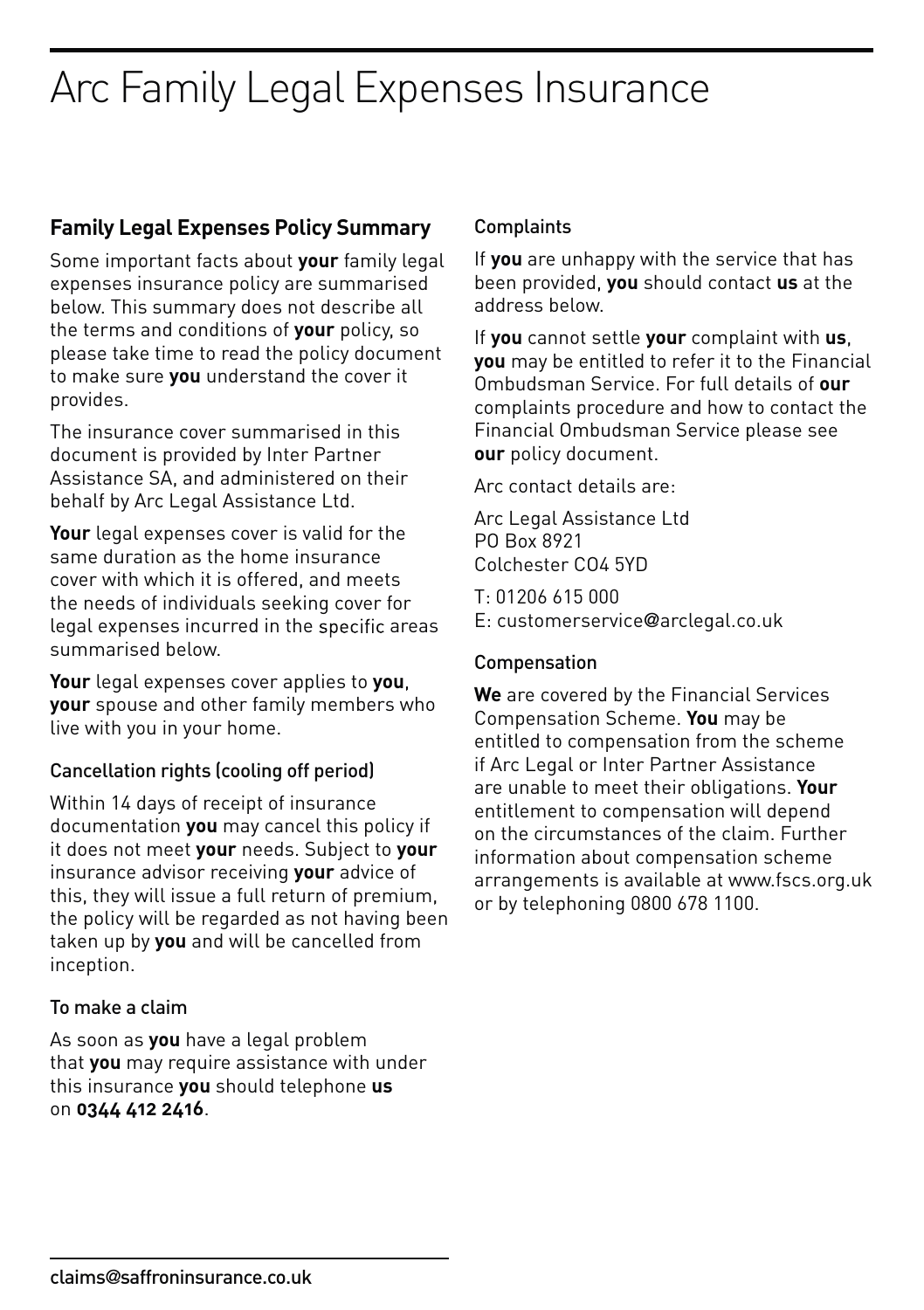# Arc Family Legal Expenses Insurance

## Family Legal Expenses Policy Summary

Some important facts about **your** family legal expenses insurance policy are summarised below. This summary does not describe all the terms and conditions of **your** policy, so please take time to read the policy document to make sure **you** understand the cover it provides.

The insurance cover summarised in this document is provided by Inter Partner Assistance SA, and administered on their behalf by Arc Legal Assistance Ltd.

**Your** legal expenses cover is valid for the same duration as the home insurance cover with which it is offered, and meets the needs of individuals seeking cover for legal expenses incurred in the specific areas summarised below.

**Your** legal expenses cover applies to **you**, **your** spouse and other family members who live with you in your home.

### Cancellation rights (cooling off period)

Within 14 days of receipt of insurance documentation **you** may cancel this policy if it does not meet **your** needs. Subject to **your** insurance advisor receiving **your** advice of this, they will issue a full return of premium, the policy will be regarded as not having been taken up by **you** and will be cancelled from inception.

### To make a claim

As soon as **you** have a legal problem that **you** may require assistance with under this insurance **you** should telephone **us** on **0344 412 2416**.

### Complaints

If **you** are unhappy with the service that has been provided, **you** should contact **us** at the address below.

If **you** cannot settle **your** complaint with **us**, **you** may be entitled to refer it to the Financial Ombudsman Service. For full details of **our** complaints procedure and how to contact the Financial Ombudsman Service please see **our** policy document.

Arc contact details are:

Arc Legal Assistance Ltd
PO Box 8921
Colchester CO4 5YD

T: 01206 615 000
E: customerservice@arclegal.co.uk

### Compensation

**We** are covered by the Financial Services Compensation Scheme. **You** may be entitled to compensation from the scheme if Arc Legal or Inter Partner Assistance are unable to meet their obligations. **Your** entitlement to compensation will depend on the circumstances of the claim. Further information about compensation scheme arrangements is available at www.fscs.org.uk or by telephoning 0800 678 1100.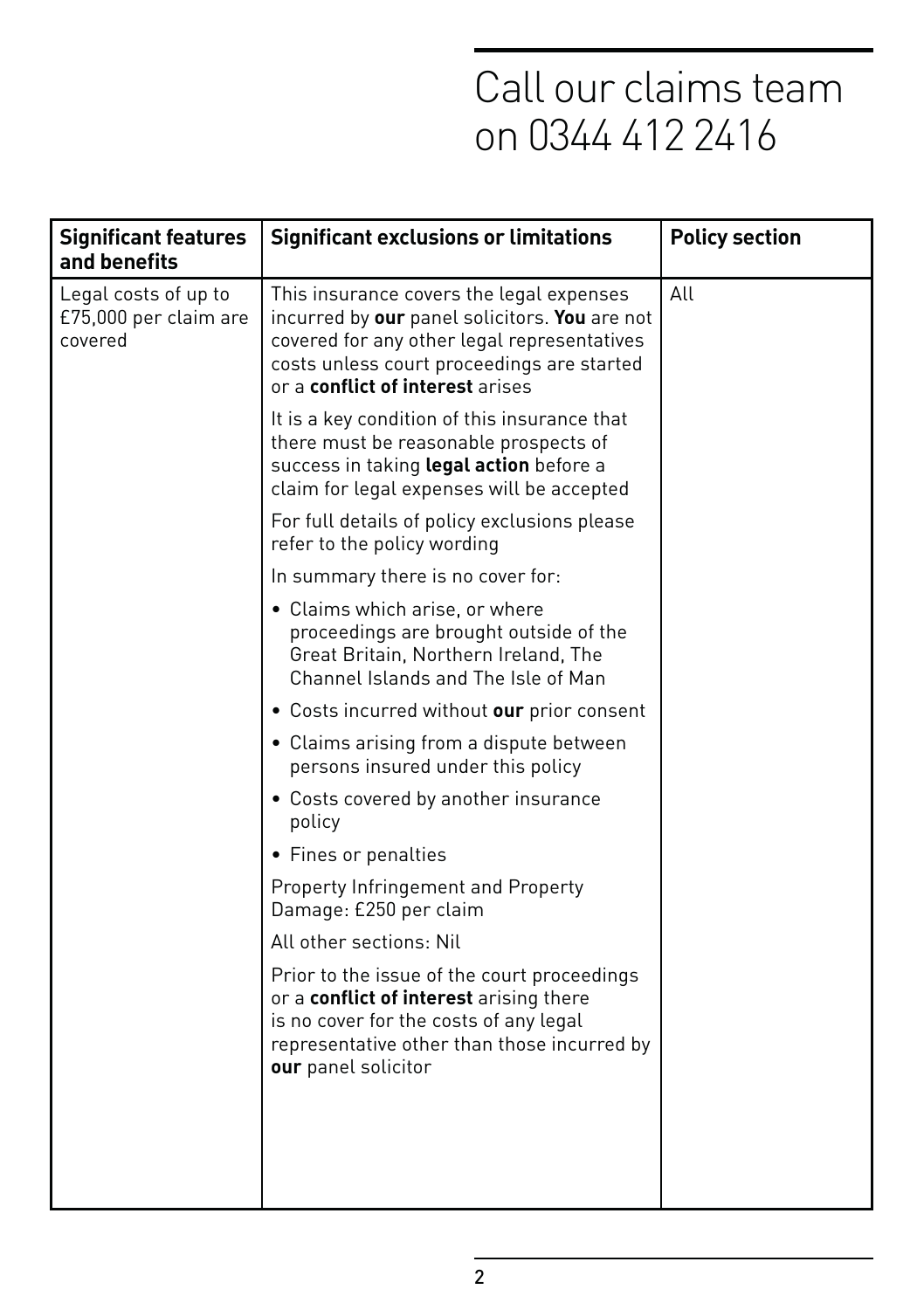# Call our claims team on 0344 412 2416

| Significant features and benefits | Significant exclusions or limitations | Policy section |
|---|---|---|
| Legal costs of up to £75,000 per claim are covered | This insurance covers the legal expenses incurred by **our** panel solicitors. **You** are not covered for any other legal representatives costs unless court proceedings are started or a **conflict of interest** arises<br><br>It is a key condition of this insurance that there must be reasonable prospects of success in taking **legal action** before a claim for legal expenses will be accepted<br><br>For full details of policy exclusions please refer to the policy wording<br><br>In summary there is no cover for:<br>• Claims which arise, or where proceedings are brought outside of the Great Britain, Northern Ireland, The Channel Islands and The Isle of Man<br>• Costs incurred without **our** prior consent<br>• Claims arising from a dispute between persons insured under this policy<br>• Costs covered by another insurance policy<br>• Fines or penalties<br><br>Property Infringement and Property Damage: £250 per claim<br><br>All other sections: Nil<br><br>Prior to the issue of the court proceedings or a **conflict of interest** arising there is no cover for the costs of any legal representative other than those incurred by **our** panel solicitor | All |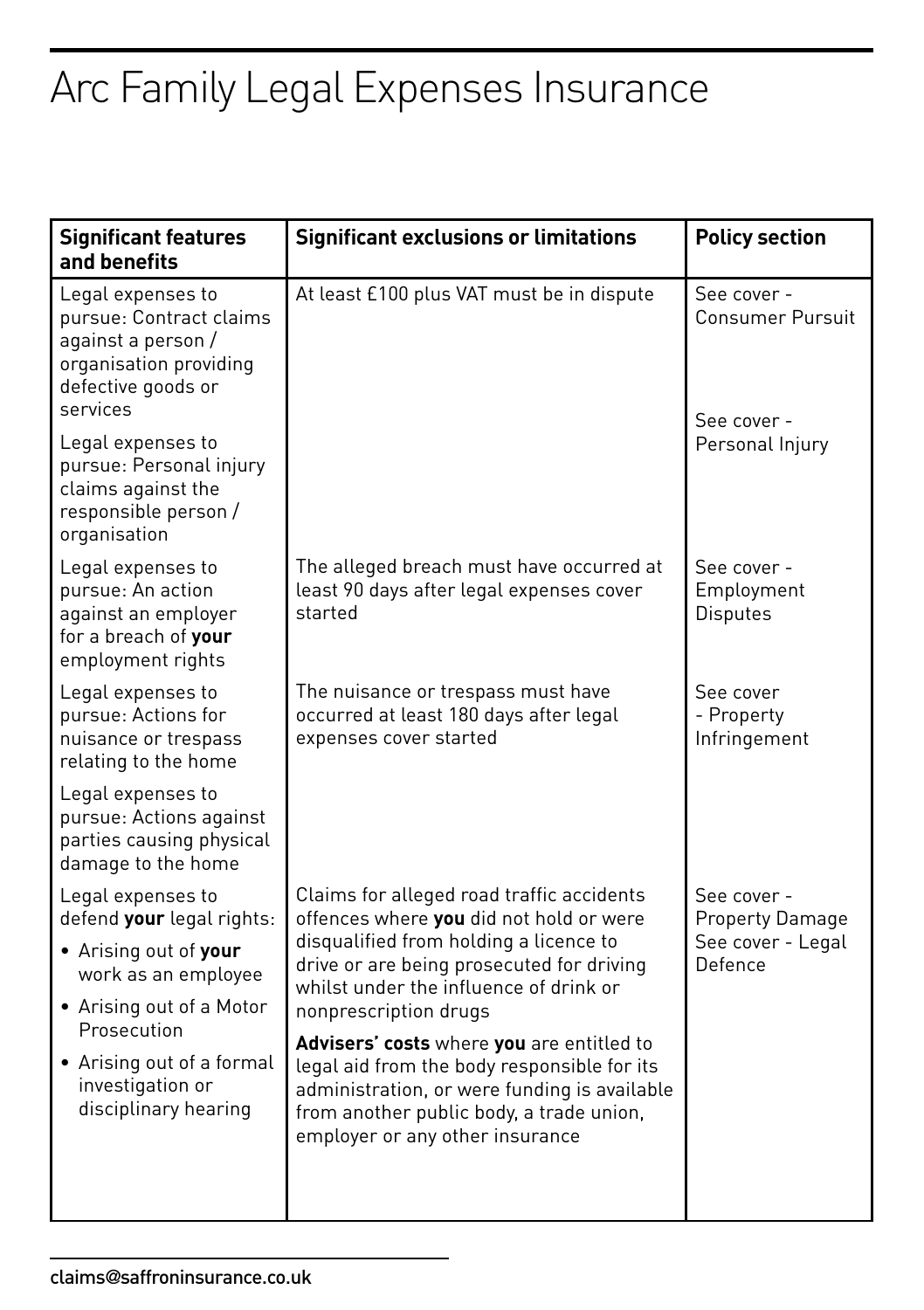# Arc Family Legal Expenses Insurance

| Significant features and benefits | Significant exclusions or limitations | Policy section |
|---|---|---|
| Legal expenses to pursue: Contract claims against a person / organisation providing defective goods or services | At least £100 plus VAT must be in dispute | See cover - Consumer Pursuit |
| Legal expenses to pursue: Personal injury claims against the responsible person / organisation | | See cover - Personal Injury |
| Legal expenses to pursue: An action against an employer for a breach of **your** employment rights | The alleged breach must have occurred at least 90 days after legal expenses cover started | See cover - Employment Disputes |
| Legal expenses to pursue: Actions for nuisance or trespass relating to the home | The nuisance or trespass must have occurred at least 180 days after legal expenses cover started | See cover - Property Infringement |
| Legal expenses to pursue: Actions against parties causing physical damage to the home | | See cover - Property Damage |
| Legal expenses to defend **your** legal rights:<br>• Arising out of **your** work as an employee<br>• Arising out of a Motor Prosecution<br>• Arising out of a formal investigation or disciplinary hearing | Claims for alleged road traffic accidents offences where **you** did not hold or were disqualified from holding a licence to drive or are being prosecuted for driving whilst under the influence of drink or nonprescription drugs<br><br>**Advisers' costs** where **you** are entitled to legal aid from the body responsible for its administration, or were funding is available from another public body, a trade union, employer or any other insurance | See cover - Legal Defence |

claims@saffroninsurance.co.uk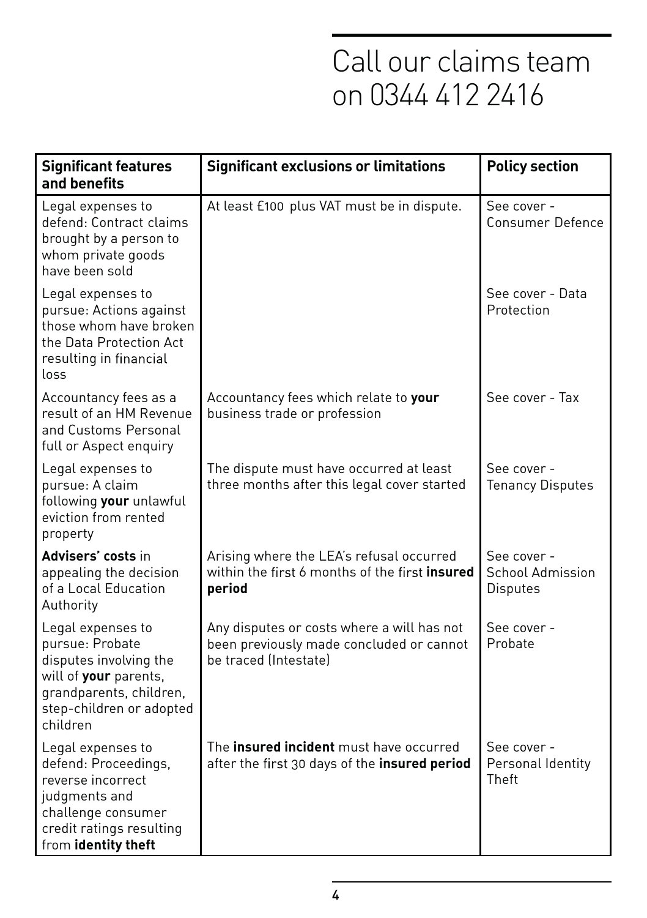# Call our claims team on 0344 412 2416

| **Significant features and benefits** | **Significant exclusions or limitations** | **Policy section** |
|---|---|---|
| Legal expenses to defend: Contract claims brought by a person to whom private goods have been sold | At least £100 plus VAT must be in dispute. | See cover - Consumer Defence |
| Legal expenses to pursue: Actions against those whom have broken the Data Protection Act resulting in financial loss | | See cover - Data Protection |
| Accountancy fees as a result of an HM Revenue and Customs Personal full or Aspect enquiry | Accountancy fees which relate to **your** business trade or profession | See cover - Tax |
| Legal expenses to pursue: A claim following **your** unlawful eviction from rented property | The dispute must have occurred at least three months after this legal cover started | See cover - Tenancy Disputes |
| **Advisers' costs** in appealing the decision of a Local Education Authority | Arising where the LEA's refusal occurred within the first 6 months of the first **insured period** | See cover - School Admission Disputes |
| Legal expenses to pursue: Probate disputes involving the will of **your** parents, grandparents, children, step-children or adopted children | Any disputes or costs where a will has not been previously made concluded or cannot be traced (Intestate) | See cover - Probate |
| Legal expenses to defend: Proceedings, reverse incorrect judgments and challenge consumer credit ratings resulting from **identity theft** | The **insured incident** must have occurred after the first 30 days of the **insured period** | See cover - Personal Identity Theft |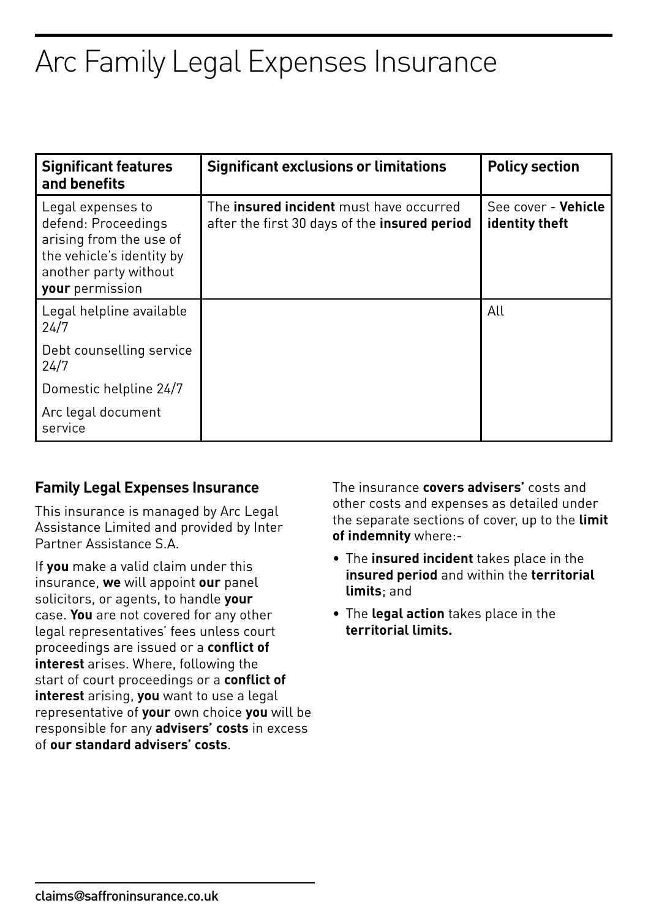# Arc Family Legal Expenses Insurance

| Significant features and benefits | Significant exclusions or limitations | Policy section |
|---|---|---|
| Legal expenses to defend: Proceedings arising from the use of the vehicle's identity by another party without **your** permission | The **insured incident** must have occurred after the first 30 days of the **insured period** | See cover - **Vehicle identity theft** |
| Legal helpline available 24/7<br><br>Debt counselling service 24/7<br><br>Domestic helpline 24/7<br><br>Arc legal document service | | All |

### Family Legal Expenses Insurance

This insurance is managed by Arc Legal Assistance Limited and provided by Inter Partner Assistance S.A.

If **you** make a valid claim under this insurance, **we** will appoint **our** panel solicitors, or agents, to handle **your** case. **You** are not covered for any other legal representatives' fees unless court proceedings are issued or a **conflict of interest** arises. Where, following the start of court proceedings or a **conflict of interest** arising, **you** want to use a legal representative of **your** own choice **you** will be responsible for any **advisers' costs** in excess of **our standard advisers' costs**.

The insurance **covers advisers'** costs and other costs and expenses as detailed under the separate sections of cover, up to the **limit of indemnity** where:-

- The **insured incident** takes place in the **insured period** and within the **territorial limits**; and
- The **legal action** takes place in the **territorial limits.**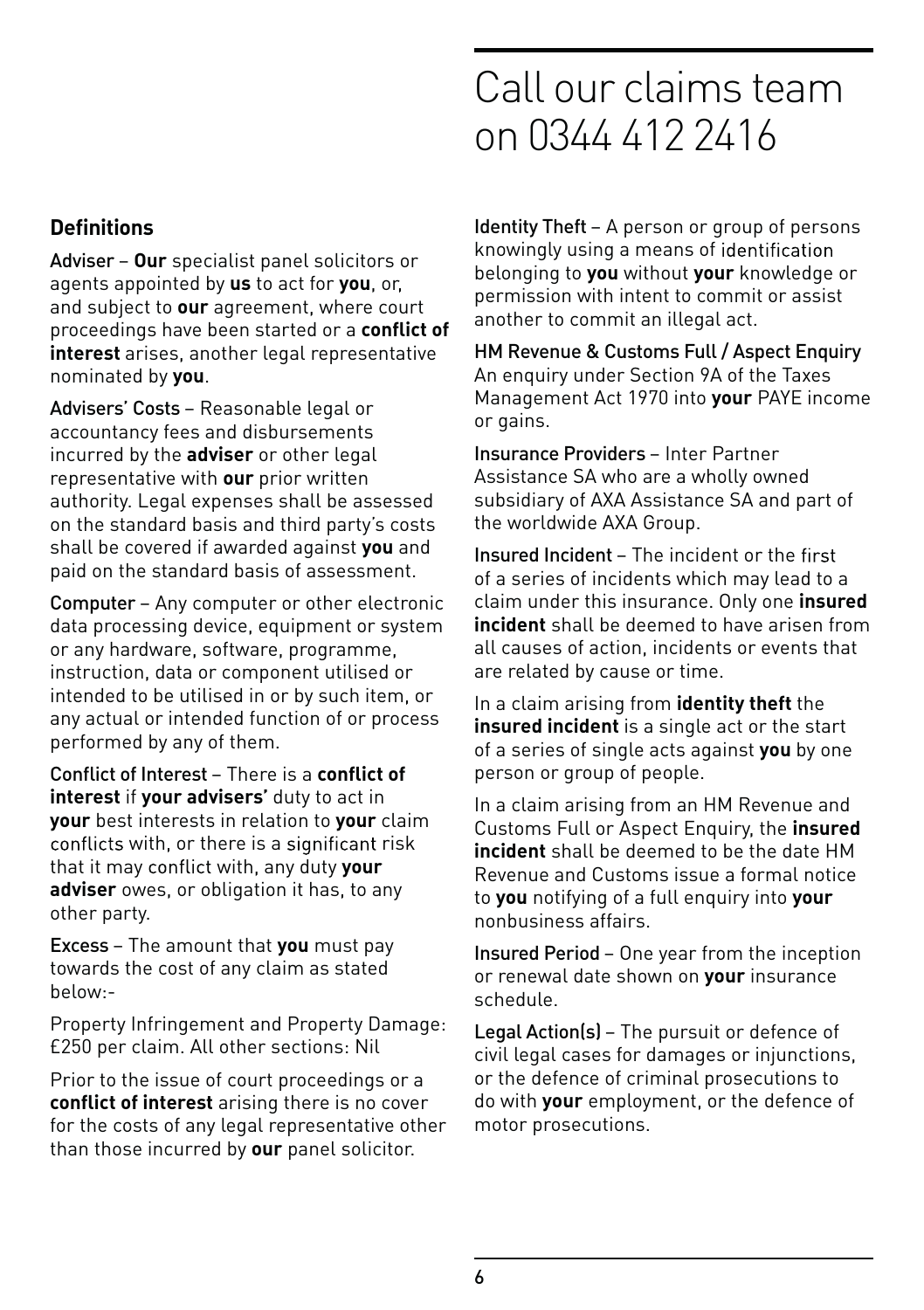# Call our claims team on 0344 412 2416

## Definitions

Adviser – **Our** specialist panel solicitors or agents appointed by **us** to act for **you**, or, and subject to **our** agreement, where court proceedings have been started or a **conflict of interest** arises, another legal representative nominated by **you**.

Advisers' Costs – Reasonable legal or accountancy fees and disbursements incurred by the **adviser** or other legal representative with **our** prior written authority. Legal expenses shall be assessed on the standard basis and third party's costs shall be covered if awarded against **you** and paid on the standard basis of assessment.

Computer – Any computer or other electronic data processing device, equipment or system or any hardware, software, programme, instruction, data or component utilised or intended to be utilised in or by such item, or any actual or intended function of or process performed by any of them.

Conflict of Interest – There is a **conflict of interest** if **your advisers'** duty to act in **your** best interests in relation to **your** claim conflicts with, or there is a significant risk that it may conflict with, any duty **your adviser** owes, or obligation it has, to any other party.

Excess – The amount that **you** must pay towards the cost of any claim as stated below:-

Property Infringement and Property Damage: £250 per claim. All other sections: Nil

Prior to the issue of court proceedings or a **conflict of interest** arising there is no cover for the costs of any legal representative other than those incurred by **our** panel solicitor.

Identity Theft – A person or group of persons knowingly using a means of identification belonging to **you** without **your** knowledge or permission with intent to commit or assist another to commit an illegal act.

HM Revenue & Customs Full / Aspect Enquiry An enquiry under Section 9A of the Taxes Management Act 1970 into **your** PAYE income or gains.

Insurance Providers – Inter Partner Assistance SA who are a wholly owned subsidiary of AXA Assistance SA and part of the worldwide AXA Group.

Insured Incident – The incident or the first of a series of incidents which may lead to a claim under this insurance. Only one **insured incident** shall be deemed to have arisen from all causes of action, incidents or events that are related by cause or time.

In a claim arising from **identity theft** the **insured incident** is a single act or the start of a series of single acts against **you** by one person or group of people.

In a claim arising from an HM Revenue and Customs Full or Aspect Enquiry, the **insured incident** shall be deemed to be the date HM Revenue and Customs issue a formal notice to **you** notifying of a full enquiry into **your** nonbusiness affairs.

Insured Period – One year from the inception or renewal date shown on **your** insurance schedule.

Legal Action(s) – The pursuit or defence of civil legal cases for damages or injunctions, or the defence of criminal prosecutions to do with **your** employment, or the defence of motor prosecutions.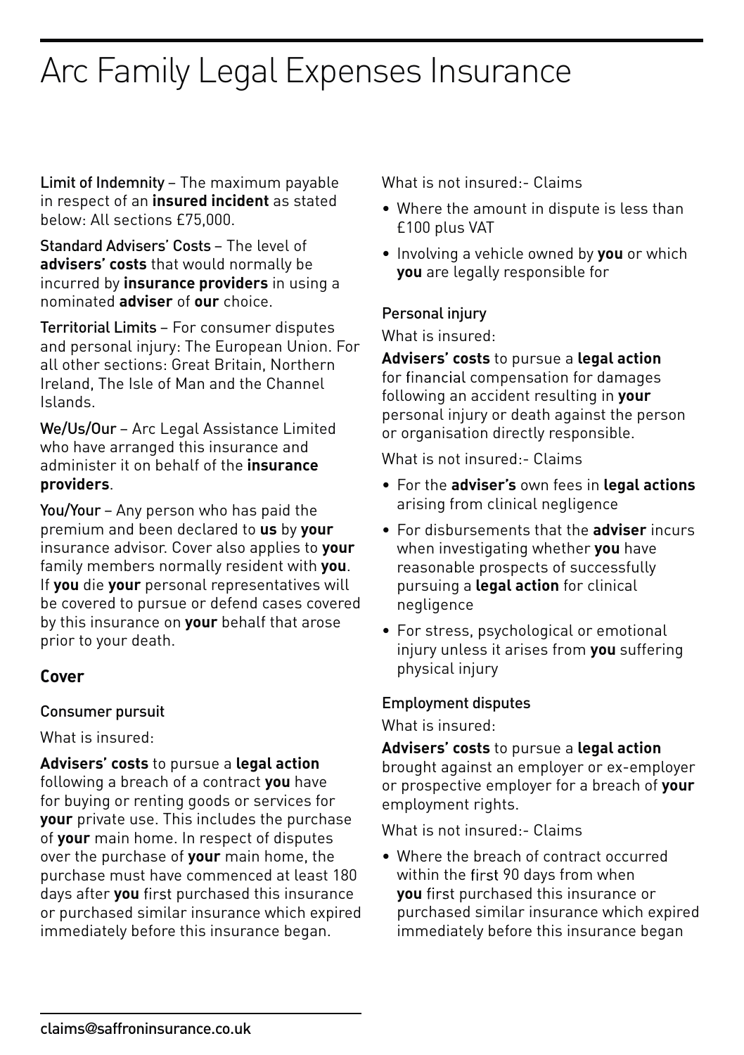# Arc Family Legal Expenses Insurance

Limit of Indemnity – The maximum payable in respect of an **insured incident** as stated below: All sections £75,000.

Standard Advisers' Costs – The level of **advisers' costs** that would normally be incurred by **insurance providers** in using a nominated **adviser** of **our** choice.

Territorial Limits – For consumer disputes and personal injury: The European Union. For all other sections: Great Britain, Northern Ireland, The Isle of Man and the Channel Islands.

We/Us/Our – Arc Legal Assistance Limited who have arranged this insurance and administer it on behalf of the **insurance providers**.

You/Your – Any person who has paid the premium and been declared to **us** by **your** insurance advisor. Cover also applies to **your** family members normally resident with **you**. If **you** die **your** personal representatives will be covered to pursue or defend cases covered by this insurance on **your** behalf that arose prior to your death.

## Cover

### Consumer pursuit

What is insured:

**Advisers' costs** to pursue a **legal action** following a breach of a contract **you** have for buying or renting goods or services for **your** private use. This includes the purchase of **your** main home. In respect of disputes over the purchase of **your** main home, the purchase must have commenced at least 180 days after **you** first purchased this insurance or purchased similar insurance which expired immediately before this insurance began.

What is not insured:- Claims

- Where the amount in dispute is less than £100 plus VAT
- Involving a vehicle owned by **you** or which **you** are legally responsible for

### Personal injury

What is insured:

**Advisers' costs** to pursue a **legal action** for financial compensation for damages following an accident resulting in **your** personal injury or death against the person or organisation directly responsible.

What is not insured:- Claims

- For the **adviser's** own fees in **legal actions** arising from clinical negligence
- For disbursements that the **adviser** incurs when investigating whether **you** have reasonable prospects of successfully pursuing a **legal action** for clinical negligence
- For stress, psychological or emotional injury unless it arises from **you** suffering physical injury

### Employment disputes

What is insured:

**Advisers' costs** to pursue a **legal action** brought against an employer or ex-employer or prospective employer for a breach of **your** employment rights.

What is not insured:- Claims

- Where the breach of contract occurred within the first 90 days from when **you** first purchased this insurance or purchased similar insurance which expired immediately before this insurance began

claims@saffroninsurance.co.uk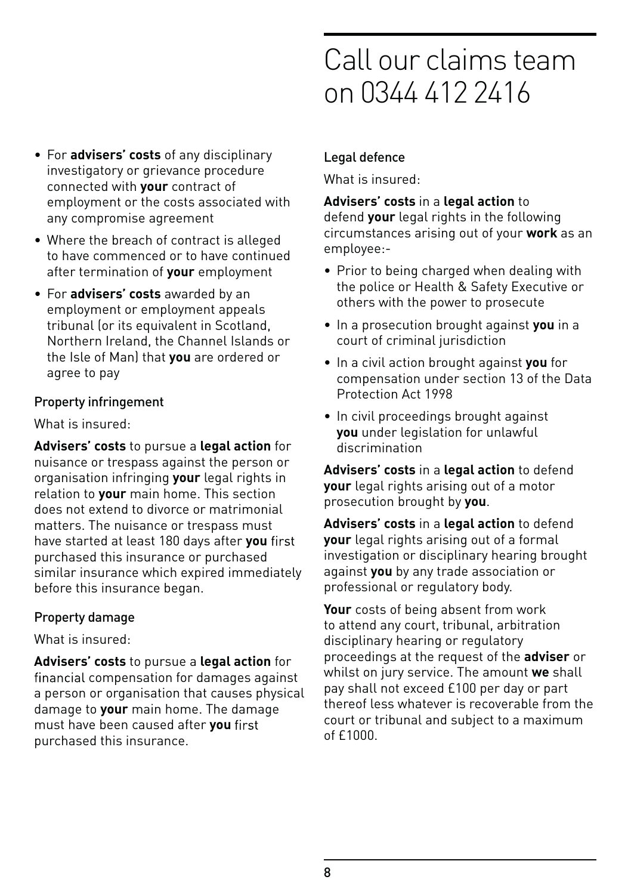# Call our claims team on 0344 412 2416

- For **advisers' costs** of any disciplinary investigatory or grievance procedure connected with **your** contract of employment or the costs associated with any compromise agreement
- Where the breach of contract is alleged to have commenced or to have continued after termination of **your** employment
- For **advisers' costs** awarded by an employment or employment appeals tribunal (or its equivalent in Scotland, Northern Ireland, the Channel Islands or the Isle of Man) that **you** are ordered or agree to pay

### Property infringement

What is insured:

**Advisers' costs** to pursue a **legal action** for nuisance or trespass against the person or organisation infringing **your** legal rights in relation to **your** main home. This section does not extend to divorce or matrimonial matters. The nuisance or trespass must have started at least 180 days after **you** first purchased this insurance or purchased similar insurance which expired immediately before this insurance began.

### Property damage

What is insured:

**Advisers' costs** to pursue a **legal action** for financial compensation for damages against a person or organisation that causes physical damage to **your** main home. The damage must have been caused after **you** first purchased this insurance.

### Legal defence

What is insured:

**Advisers' costs** in a **legal action** to defend **your** legal rights in the following circumstances arising out of your **work** as an employee:-

- Prior to being charged when dealing with the police or Health & Safety Executive or others with the power to prosecute
- In a prosecution brought against **you** in a court of criminal jurisdiction
- In a civil action brought against **you** for compensation under section 13 of the Data Protection Act 1998
- In civil proceedings brought against **you** under legislation for unlawful discrimination

**Advisers' costs** in a **legal action** to defend **your** legal rights arising out of a motor prosecution brought by **you**.

**Advisers' costs** in a **legal action** to defend **your** legal rights arising out of a formal investigation or disciplinary hearing brought against **you** by any trade association or professional or regulatory body.

**Your** costs of being absent from work to attend any court, tribunal, arbitration disciplinary hearing or regulatory proceedings at the request of the **adviser** or whilst on jury service. The amount **we** shall pay shall not exceed £100 per day or part thereof less whatever is recoverable from the court or tribunal and subject to a maximum of £1000.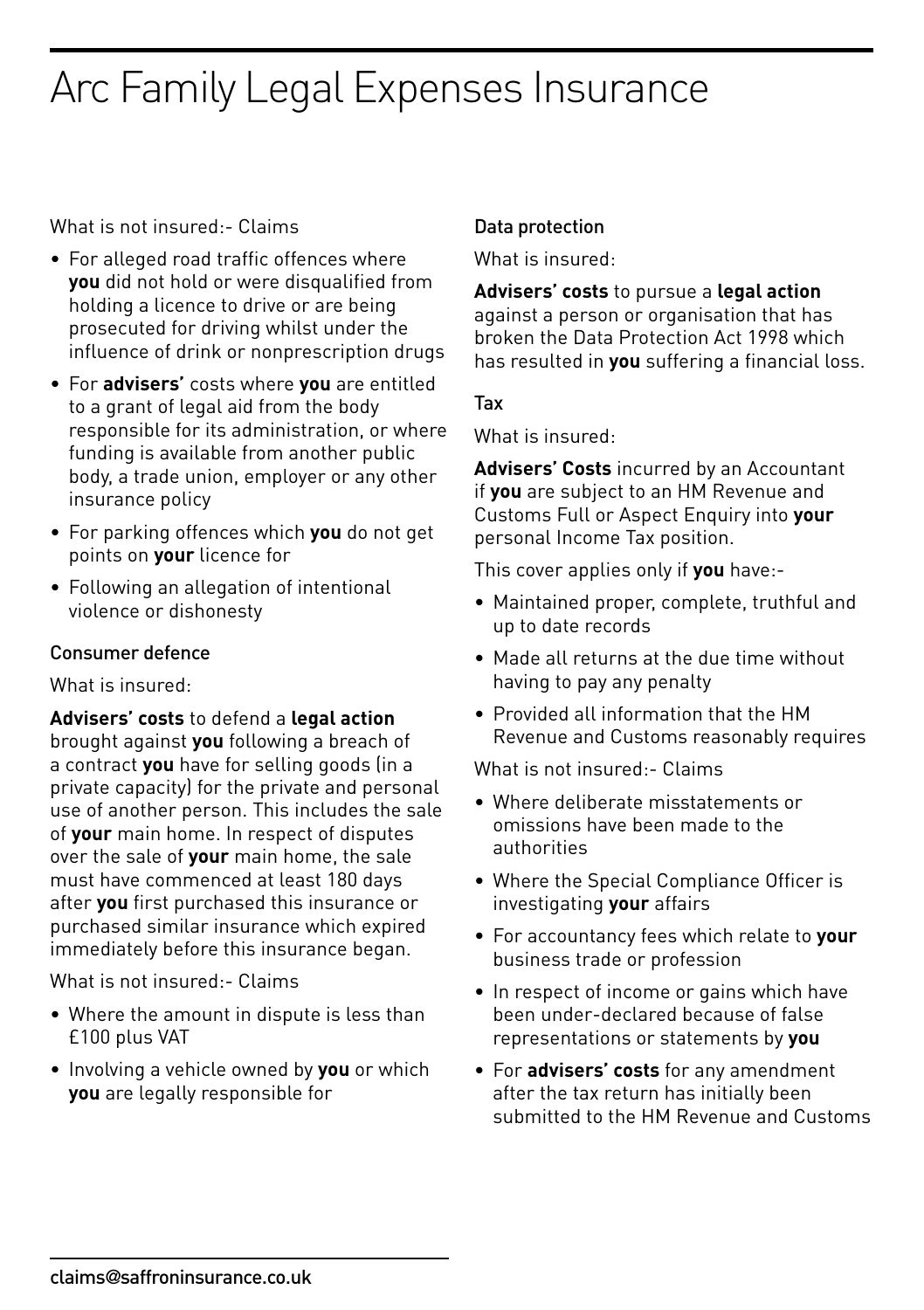# Arc Family Legal Expenses Insurance

What is not insured:- Claims

- For alleged road traffic offences where **you** did not hold or were disqualified from holding a licence to drive or are being prosecuted for driving whilst under the influence of drink or nonprescription drugs
- For **advisers'** costs where **you** are entitled to a grant of legal aid from the body responsible for its administration, or where funding is available from another public body, a trade union, employer or any other insurance policy
- For parking offences which **you** do not get points on **your** licence for
- Following an allegation of intentional violence or dishonesty

### Consumer defence

What is insured:

**Advisers' costs** to defend a **legal action** brought against **you** following a breach of a contract **you** have for selling goods (in a private capacity) for the private and personal use of another person. This includes the sale of **your** main home. In respect of disputes over the sale of **your** main home, the sale must have commenced at least 180 days after **you** first purchased this insurance or purchased similar insurance which expired immediately before this insurance began.

What is not insured:- Claims

- Where the amount in dispute is less than £100 plus VAT
- Involving a vehicle owned by **you** or which **you** are legally responsible for

### Data protection

What is insured:

**Advisers' costs** to pursue a **legal action** against a person or organisation that has broken the Data Protection Act 1998 which has resulted in **you** suffering a financial loss.

### Tax

What is insured:

**Advisers' Costs** incurred by an Accountant if **you** are subject to an HM Revenue and Customs Full or Aspect Enquiry into **your** personal Income Tax position.

This cover applies only if **you** have:-

- Maintained proper, complete, truthful and up to date records
- Made all returns at the due time without having to pay any penalty
- Provided all information that the HM Revenue and Customs reasonably requires

What is not insured:- Claims

- Where deliberate misstatements or omissions have been made to the authorities
- Where the Special Compliance Officer is investigating **your** affairs
- For accountancy fees which relate to **your** business trade or profession
- In respect of income or gains which have been under-declared because of false representations or statements by **you**
- For **advisers' costs** for any amendment after the tax return has initially been submitted to the HM Revenue and Customs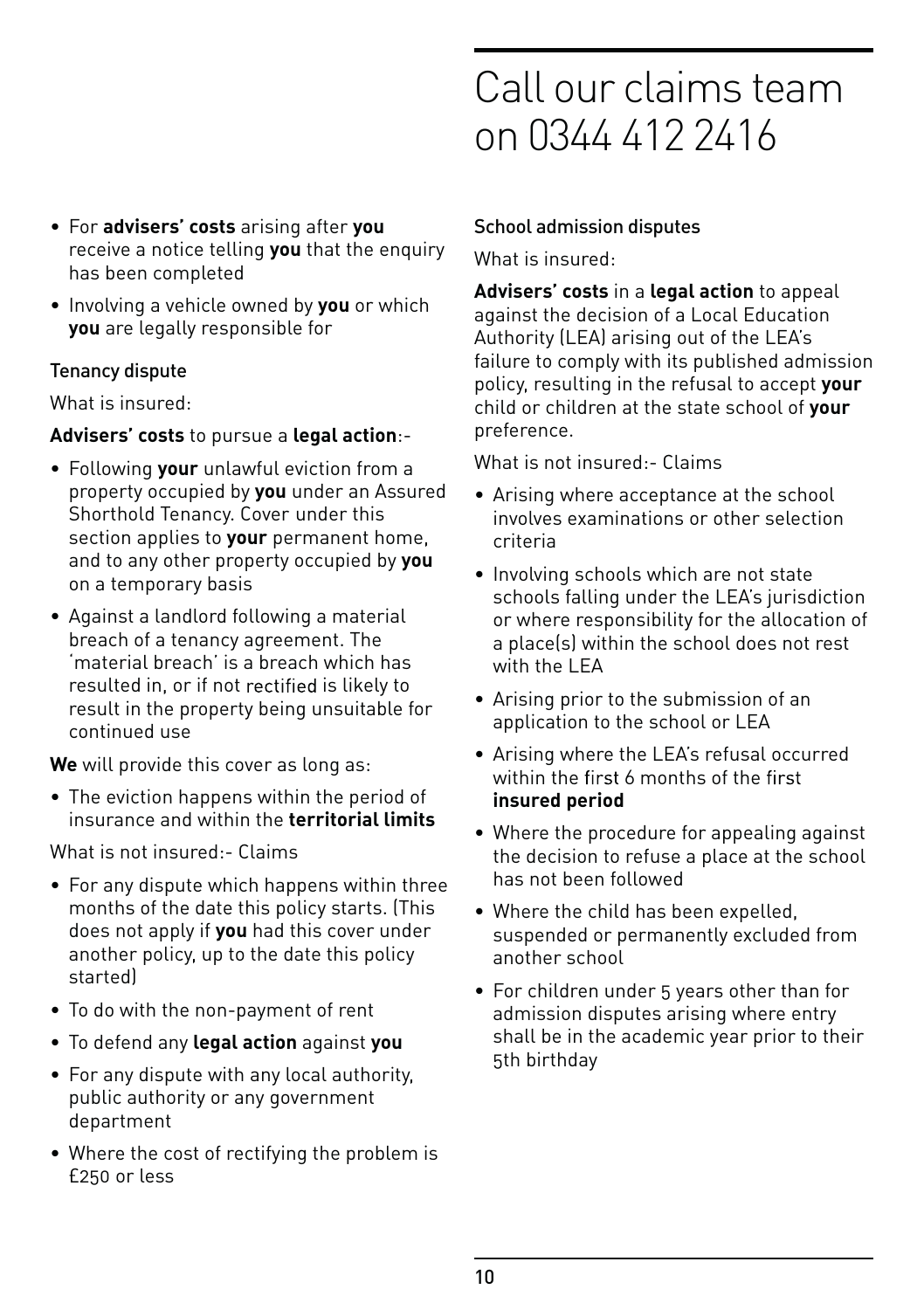# Call our claims team on 0344 412 2416

- For **advisers' costs** arising after **you** receive a notice telling **you** that the enquiry has been completed
- Involving a vehicle owned by **you** or which **you** are legally responsible for

### Tenancy dispute

What is insured:

**Advisers' costs** to pursue a **legal action**:-

- Following **your** unlawful eviction from a property occupied by **you** under an Assured Shorthold Tenancy. Cover under this section applies to **your** permanent home, and to any other property occupied by **you** on a temporary basis
- Against a landlord following a material breach of a tenancy agreement. The 'material breach' is a breach which has resulted in, or if not rectified is likely to result in the property being unsuitable for continued use

**We** will provide this cover as long as:

- The eviction happens within the period of insurance and within the **territorial limits**

What is not insured:- Claims

- For any dispute which happens within three months of the date this policy starts. (This does not apply if **you** had this cover under another policy, up to the date this policy started)
- To do with the non-payment of rent
- To defend any **legal action** against **you**
- For any dispute with any local authority, public authority or any government department
- Where the cost of rectifying the problem is £250 or less

### School admission disputes

What is insured:

**Advisers' costs** in a **legal action** to appeal against the decision of a Local Education Authority (LEA) arising out of the LEA's failure to comply with its published admission policy, resulting in the refusal to accept **your** child or children at the state school of **your** preference.

What is not insured:- Claims

- Arising where acceptance at the school involves examinations or other selection criteria
- Involving schools which are not state schools falling under the LEA's jurisdiction or where responsibility for the allocation of a place(s) within the school does not rest with the LEA
- Arising prior to the submission of an application to the school or LEA
- Arising where the LEA's refusal occurred within the first 6 months of the first **insured period**
- Where the procedure for appealing against the decision to refuse a place at the school has not been followed
- Where the child has been expelled, suspended or permanently excluded from another school
- For children under 5 years other than for admission disputes arising where entry shall be in the academic year prior to their 5th birthday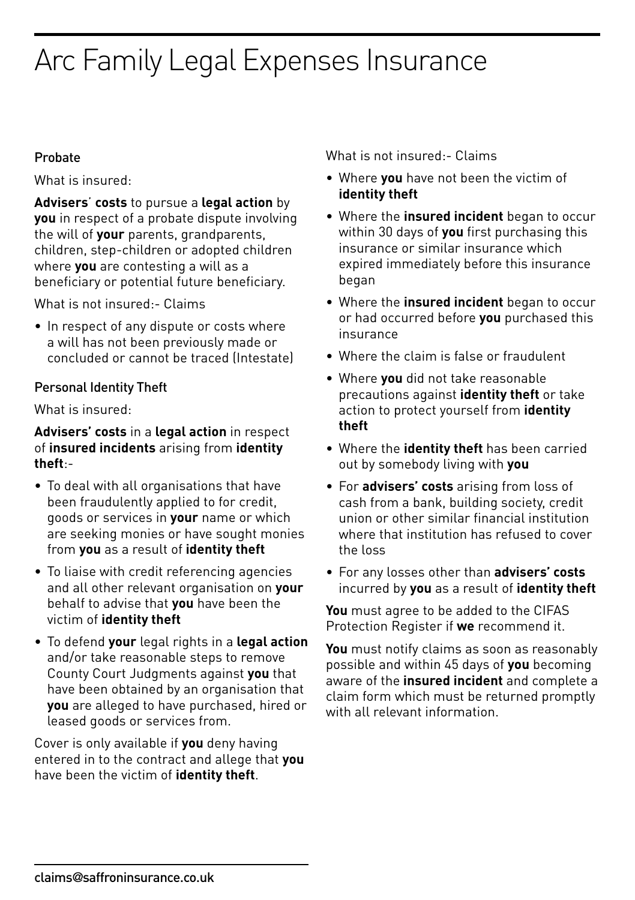# Arc Family Legal Expenses Insurance

### Probate

What is insured:

**Advisers**' **costs** to pursue a **legal action** by **you** in respect of a probate dispute involving the will of **your** parents, grandparents, children, step-children or adopted children where **you** are contesting a will as a beneficiary or potential future beneficiary.

What is not insured:- Claims

- In respect of any dispute or costs where a will has not been previously made or concluded or cannot be traced (Intestate)

### Personal Identity Theft

What is insured:

**Advisers' costs** in a **legal action** in respect of **insured incidents** arising from **identity theft**:-

- To deal with all organisations that have been fraudulently applied to for credit, goods or services in **your** name or which are seeking monies or have sought monies from **you** as a result of **identity theft**
- To liaise with credit referencing agencies and all other relevant organisation on **your** behalf to advise that **you** have been the victim of **identity theft**
- To defend **your** legal rights in a **legal action** and/or take reasonable steps to remove County Court Judgments against **you** that have been obtained by an organisation that **you** are alleged to have purchased, hired or leased goods or services from.

Cover is only available if **you** deny having entered in to the contract and allege that **you** have been the victim of **identity theft**.

What is not insured:- Claims

- Where **you** have not been the victim of **identity theft**
- Where the **insured incident** began to occur within 30 days of **you** first purchasing this insurance or similar insurance which expired immediately before this insurance began
- Where the **insured incident** began to occur or had occurred before **you** purchased this insurance
- Where the claim is false or fraudulent
- Where **you** did not take reasonable precautions against **identity theft** or take action to protect yourself from **identity theft**
- Where the **identity theft** has been carried out by somebody living with **you**
- For **advisers' costs** arising from loss of cash from a bank, building society, credit union or other similar financial institution where that institution has refused to cover the loss
- For any losses other than **advisers' costs** incurred by **you** as a result of **identity theft**

**You** must agree to be added to the CIFAS Protection Register if **we** recommend it.

**You** must notify claims as soon as reasonably possible and within 45 days of **you** becoming aware of the **insured incident** and complete a claim form which must be returned promptly with all relevant information.

claims@saffroninsurance.co.uk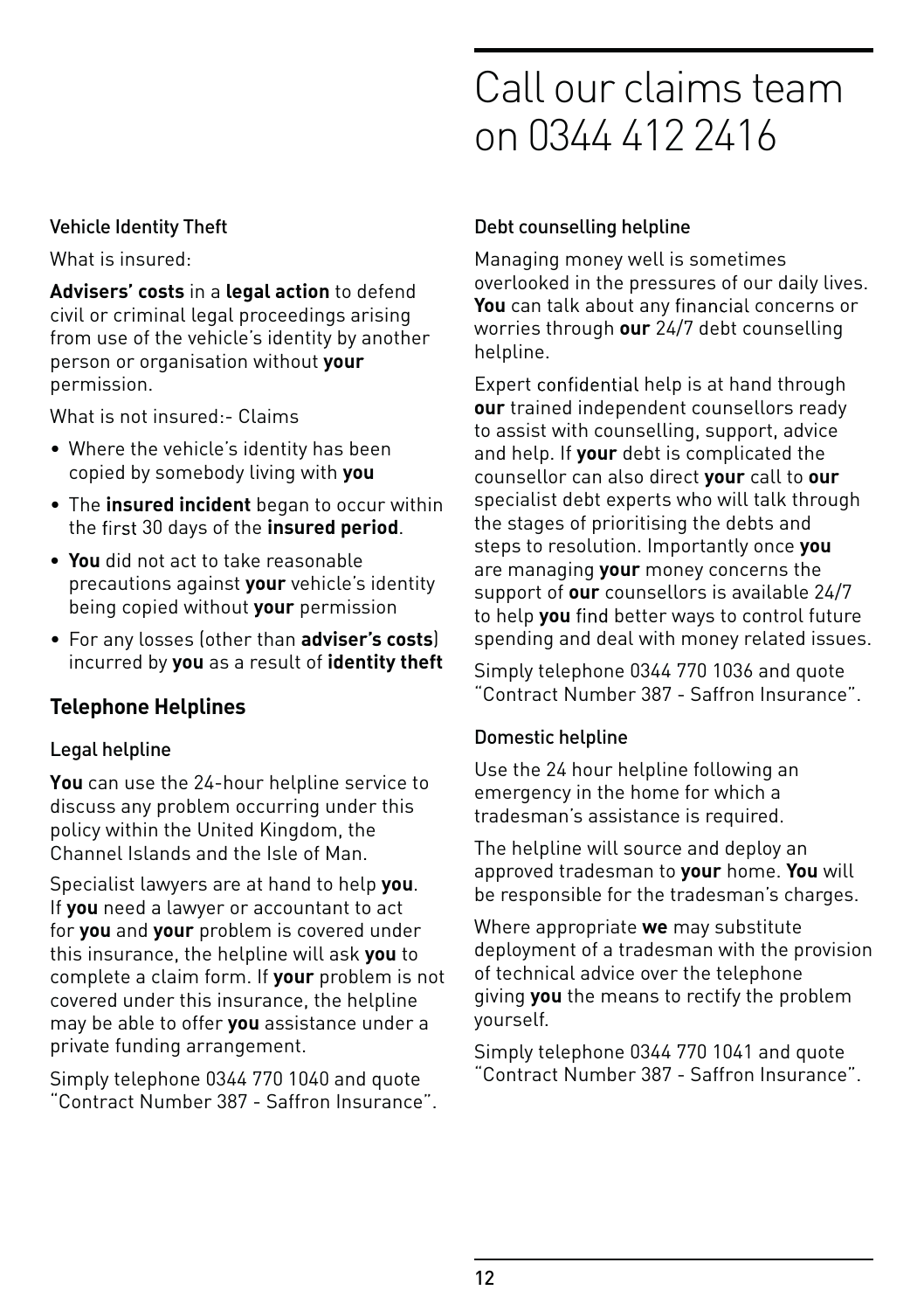# Call our claims team on 0344 412 2416

### Vehicle Identity Theft

What is insured:

**Advisers' costs** in a **legal action** to defend civil or criminal legal proceedings arising from use of the vehicle's identity by another person or organisation without **your** permission.

What is not insured:- Claims

- Where the vehicle's identity has been copied by somebody living with **you**
- The **insured incident** began to occur within the first 30 days of the **insured period**.
- **You** did not act to take reasonable precautions against **your** vehicle's identity being copied without **your** permission
- For any losses (other than **adviser's costs**) incurred by **you** as a result of **identity theft**

## Telephone Helplines

### Legal helpline

**You** can use the 24-hour helpline service to discuss any problem occurring under this policy within the United Kingdom, the Channel Islands and the Isle of Man.

Specialist lawyers are at hand to help **you**. If **you** need a lawyer or accountant to act for **you** and **your** problem is covered under this insurance, the helpline will ask **you** to complete a claim form. If **your** problem is not covered under this insurance, the helpline may be able to offer **you** assistance under a private funding arrangement.

Simply telephone 0344 770 1040 and quote "Contract Number 387 - Saffron Insurance".

### Debt counselling helpline

Managing money well is sometimes overlooked in the pressures of our daily lives. **You** can talk about any financial concerns or worries through **our** 24/7 debt counselling helpline.

Expert confidential help is at hand through **our** trained independent counsellors ready to assist with counselling, support, advice and help. If **your** debt is complicated the counsellor can also direct **your** call to **our** specialist debt experts who will talk through the stages of prioritising the debts and steps to resolution. Importantly once **you** are managing **your** money concerns the support of **our** counsellors is available 24/7 to help **you** find better ways to control future spending and deal with money related issues.

Simply telephone 0344 770 1036 and quote "Contract Number 387 - Saffron Insurance".

### Domestic helpline

Use the 24 hour helpline following an emergency in the home for which a tradesman's assistance is required.

The helpline will source and deploy an approved tradesman to **your** home. **You** will be responsible for the tradesman's charges.

Where appropriate **we** may substitute deployment of a tradesman with the provision of technical advice over the telephone giving **you** the means to rectify the problem yourself.

Simply telephone 0344 770 1041 and quote "Contract Number 387 - Saffron Insurance".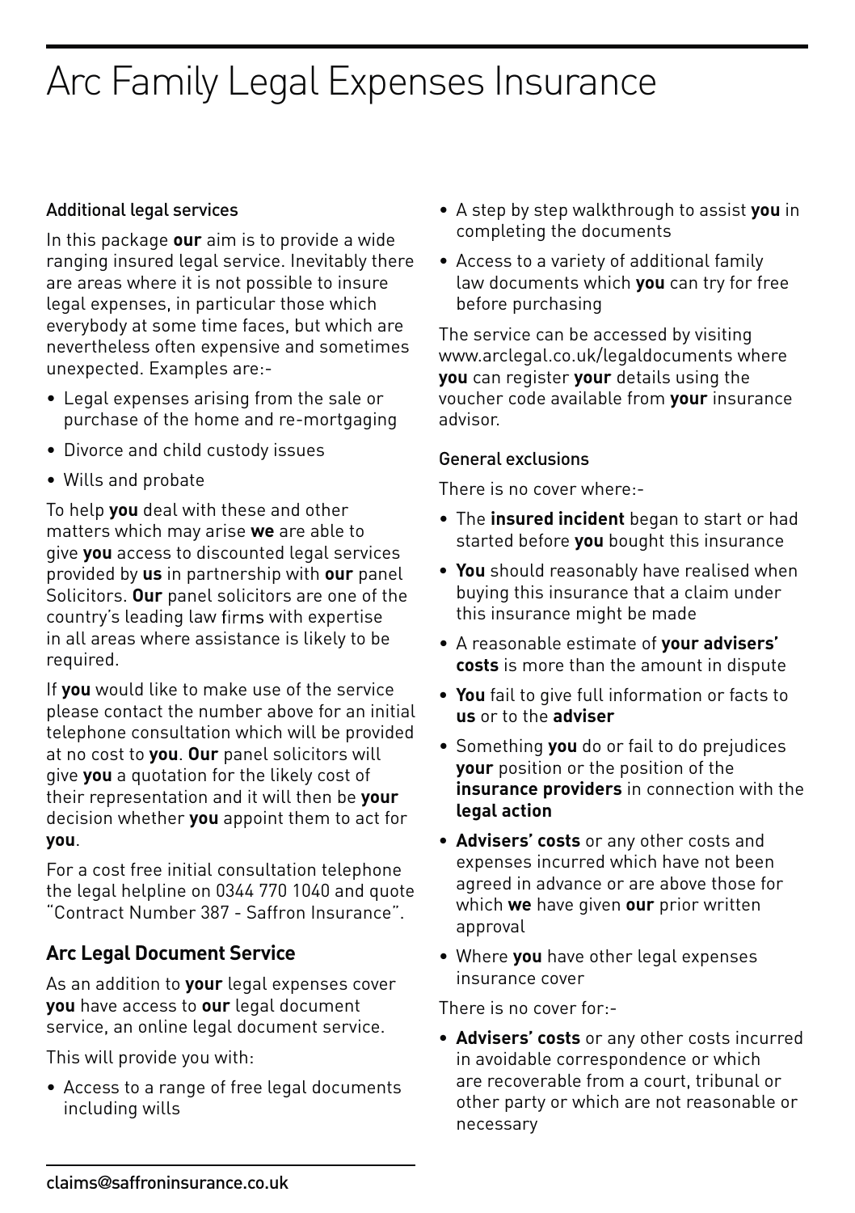# Arc Family Legal Expenses Insurance

### Additional legal services

In this package **our** aim is to provide a wide ranging insured legal service. Inevitably there are areas where it is not possible to insure legal expenses, in particular those which everybody at some time faces, but which are nevertheless often expensive and sometimes unexpected. Examples are:-

- Legal expenses arising from the sale or purchase of the home and re-mortgaging
- Divorce and child custody issues
- Wills and probate

To help **you** deal with these and other matters which may arise **we** are able to give **you** access to discounted legal services provided by **us** in partnership with **our** panel Solicitors. **Our** panel solicitors are one of the country's leading law firms with expertise in all areas where assistance is likely to be required.

If **you** would like to make use of the service please contact the number above for an initial telephone consultation which will be provided at no cost to **you**. **Our** panel solicitors will give **you** a quotation for the likely cost of their representation and it will then be **your** decision whether **you** appoint them to act for **you**.

For a cost free initial consultation telephone the legal helpline on 0344 770 1040 and quote "Contract Number 387 - Saffron Insurance".

## Arc Legal Document Service

As an addition to **your** legal expenses cover **you** have access to **our** legal document service, an online legal document service.

This will provide you with:

- Access to a range of free legal documents including wills
- A step by step walkthrough to assist **you** in completing the documents
- Access to a variety of additional family law documents which **you** can try for free before purchasing

The service can be accessed by visiting www.arclegal.co.uk/legaldocuments where **you** can register **your** details using the voucher code available from **your** insurance advisor.

### General exclusions

There is no cover where:-

- The **insured incident** began to start or had started before **you** bought this insurance
- **You** should reasonably have realised when buying this insurance that a claim under this insurance might be made
- A reasonable estimate of **your advisers' costs** is more than the amount in dispute
- **You** fail to give full information or facts to **us** or to the **adviser**
- Something **you** do or fail to do prejudices **your** position or the position of the **insurance providers** in connection with the **legal action**
- **Advisers' costs** or any other costs and expenses incurred which have not been agreed in advance or are above those for which **we** have given **our** prior written approval
- Where **you** have other legal expenses insurance cover

There is no cover for:-

- **Advisers' costs** or any other costs incurred in avoidable correspondence or which are recoverable from a court, tribunal or other party or which are not reasonable or necessary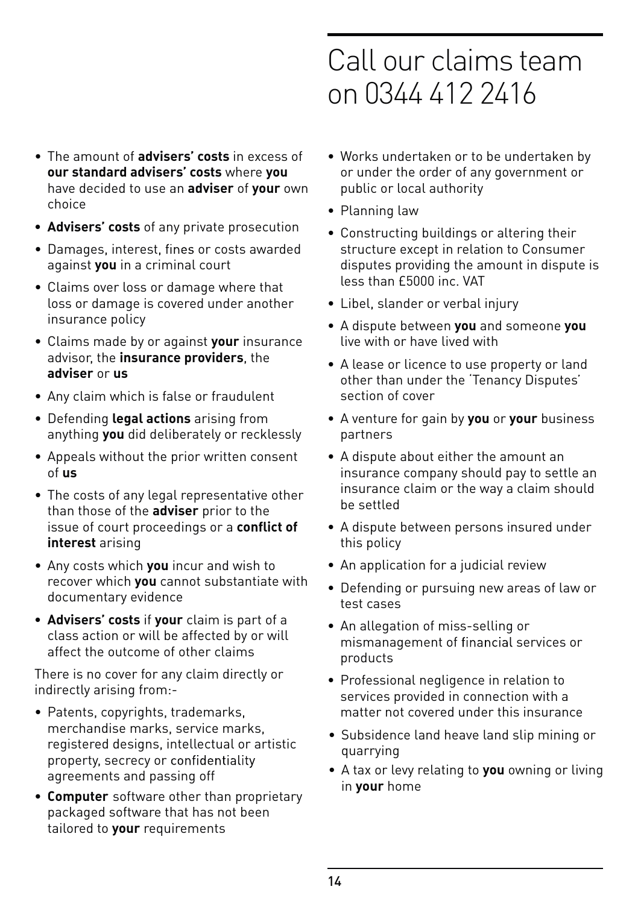# Call our claims team on 0344 412 2416

- The amount of **advisers' costs** in excess of **our standard advisers' costs** where **you** have decided to use an **adviser** of **your** own choice
- **Advisers' costs** of any private prosecution
- Damages, interest, fines or costs awarded against **you** in a criminal court
- Claims over loss or damage where that loss or damage is covered under another insurance policy
- Claims made by or against **your** insurance advisor, the **insurance providers**, the **adviser** or **us**
- Any claim which is false or fraudulent
- Defending **legal actions** arising from anything **you** did deliberately or recklessly
- Appeals without the prior written consent of **us**
- The costs of any legal representative other than those of the **adviser** prior to the issue of court proceedings or a **conflict of interest** arising
- Any costs which **you** incur and wish to recover which **you** cannot substantiate with documentary evidence
- **Advisers' costs** if **your** claim is part of a class action or will be affected by or will affect the outcome of other claims

There is no cover for any claim directly or indirectly arising from:-

- Patents, copyrights, trademarks, merchandise marks, service marks, registered designs, intellectual or artistic property, secrecy or confidentiality agreements and passing off
- **Computer** software other than proprietary packaged software that has not been tailored to **your** requirements
- Works undertaken or to be undertaken by or under the order of any government or public or local authority
- Planning law
- Constructing buildings or altering their structure except in relation to Consumer disputes providing the amount in dispute is less than £5000 inc. VAT
- Libel, slander or verbal injury
- A dispute between **you** and someone **you** live with or have lived with
- A lease or licence to use property or land other than under the 'Tenancy Disputes' section of cover
- A venture for gain by **you** or **your** business partners
- A dispute about either the amount an insurance company should pay to settle an insurance claim or the way a claim should be settled
- A dispute between persons insured under this policy
- An application for a judicial review
- Defending or pursuing new areas of law or test cases
- An allegation of miss-selling or mismanagement of financial services or products
- Professional negligence in relation to services provided in connection with a matter not covered under this insurance
- Subsidence land heave land slip mining or quarrying
- A tax or levy relating to **you** owning or living in **your** home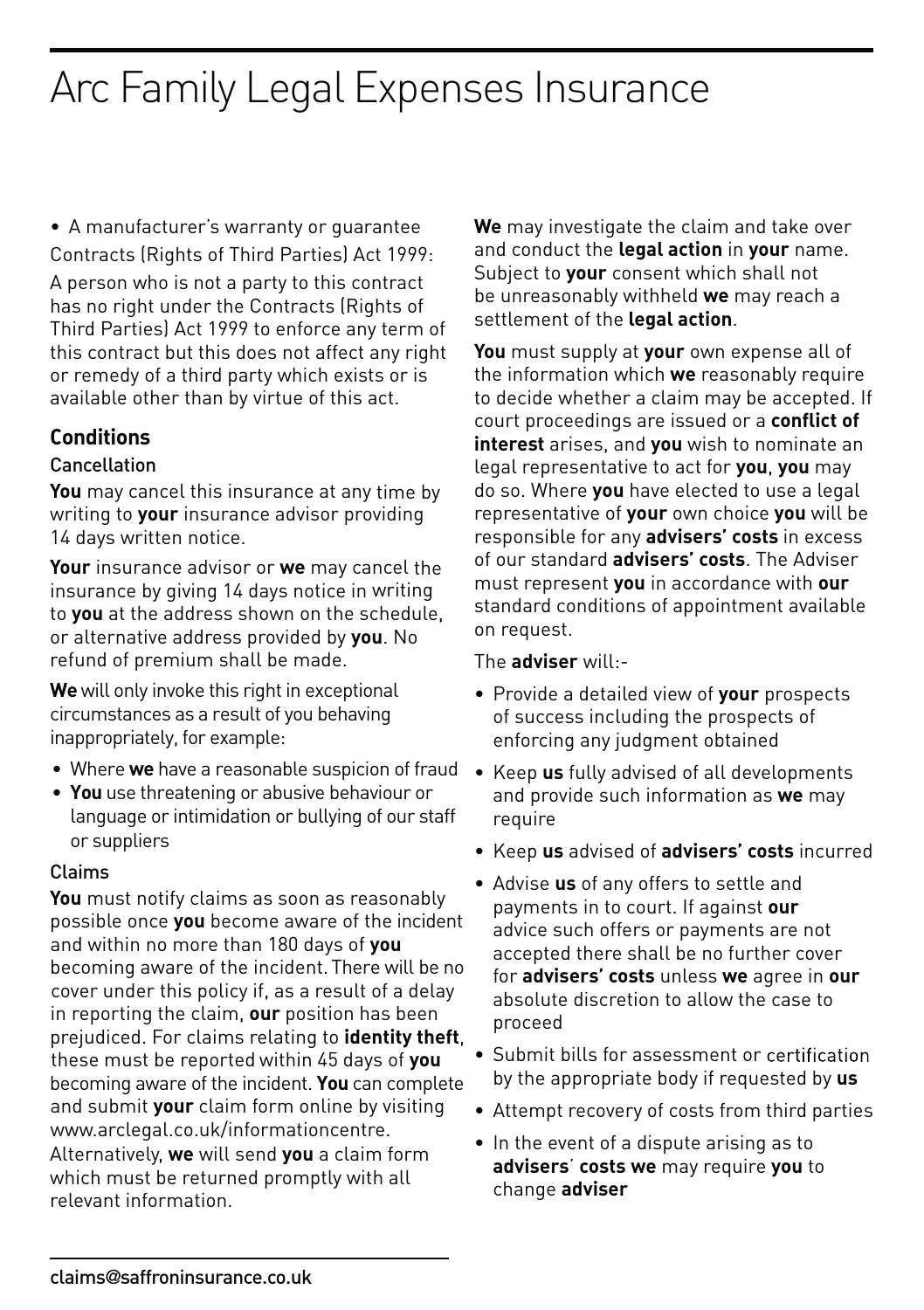# Arc Family Legal Expenses Insurance

- A manufacturer's warranty or guarantee

Contracts (Rights of Third Parties) Act 1999:

A person who is not a party to this contract has no right under the Contracts (Rights of Third Parties) Act 1999 to enforce any term of this contract but this does not affect any right or remedy of a third party which exists or is available other than by virtue of this act.

## Conditions

### Cancellation

**You** may cancel this insurance at any time by writing to **your** insurance advisor providing 14 days written notice.

**Your** insurance advisor or **we** may cancel the insurance by giving 14 days notice in writing to **you** at the address shown on the schedule, or alternative address provided by **you**. No refund of premium shall be made.

**We** will only invoke this right in exceptional circumstances as a result of you behaving inappropriately, for example:

- Where **we** have a reasonable suspicion of fraud
- **You** use threatening or abusive behaviour or language or intimidation or bullying of our staff or suppliers

### Claims

**You** must notify claims as soon as reasonably possible once **you** become aware of the incident and within no more than 180 days of **you** becoming aware of the incident. There will be no cover under this policy if, as a result of a delay in reporting the claim, **our** position has been prejudiced. For claims relating to **identity theft**, these must be reported within 45 days of **you** becoming aware of the incident. **You** can complete and submit **your** claim form online by visiting www.arclegal.co.uk/informationcentre. Alternatively, **we** will send **you** a claim form which must be returned promptly with all relevant information.

**We** may investigate the claim and take over and conduct the **legal action** in **your** name. Subject to **your** consent which shall not be unreasonably withheld **we** may reach a settlement of the **legal action**.

**You** must supply at **your** own expense all of the information which **we** reasonably require to decide whether a claim may be accepted. If court proceedings are issued or a **conflict of interest** arises, and **you** wish to nominate an legal representative to act for **you**, **you** may do so. Where **you** have elected to use a legal representative of **your** own choice **you** will be responsible for any **advisers' costs** in excess of our standard **advisers' costs**. The Adviser must represent **you** in accordance with **our** standard conditions of appointment available on request.

The **adviser** will:-

- Provide a detailed view of **your** prospects of success including the prospects of enforcing any judgment obtained
- Keep **us** fully advised of all developments and provide such information as **we** may require
- Keep **us** advised of **advisers' costs** incurred
- Advise **us** of any offers to settle and payments in to court. If against **our** advice such offers or payments are not accepted there shall be no further cover for **advisers' costs** unless **we** agree in **our** absolute discretion to allow the case to proceed
- Submit bills for assessment or certification by the appropriate body if requested by **us**
- Attempt recovery of costs from third parties
- In the event of a dispute arising as to **advisers' costs we** may require **you** to change **adviser**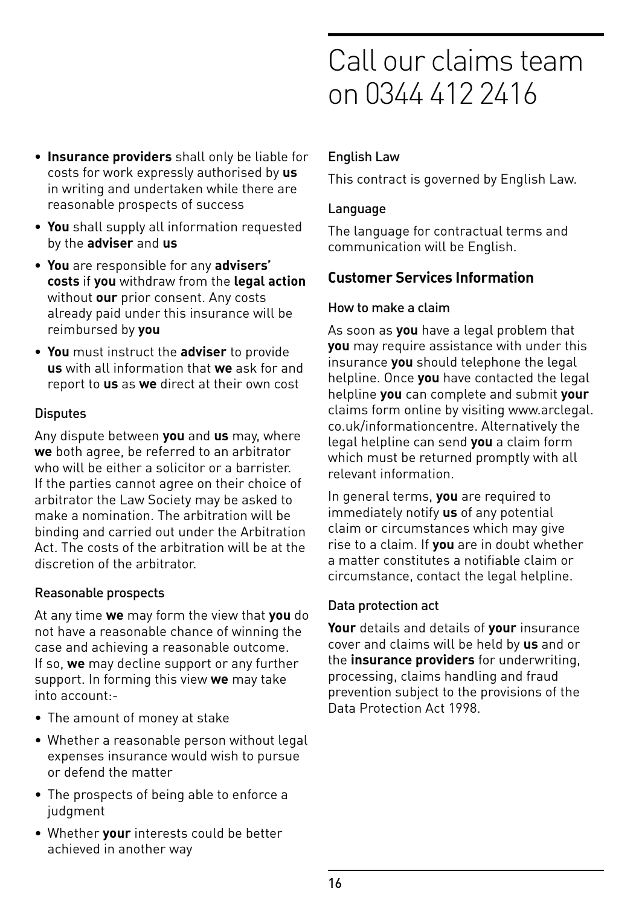- **Insurance providers** shall only be liable for costs for work expressly authorised by **us** in writing and undertaken while there are reasonable prospects of success
- **You** shall supply all information requested by the **adviser** and **us**
- **You** are responsible for any **advisers' costs** if **you** withdraw from the **legal action** without **our** prior consent. Any costs already paid under this insurance will be reimbursed by **you**
- **You** must instruct the **adviser** to provide **us** with all information that **we** ask for and report to **us** as **we** direct at their own cost

### Disputes

Any dispute between **you** and **us** may, where **we** both agree, be referred to an arbitrator who will be either a solicitor or a barrister. If the parties cannot agree on their choice of arbitrator the Law Society may be asked to make a nomination. The arbitration will be binding and carried out under the Arbitration Act. The costs of the arbitration will be at the discretion of the arbitrator.

### Reasonable prospects

At any time **we** may form the view that **you** do not have a reasonable chance of winning the case and achieving a reasonable outcome. If so, **we** may decline support or any further support. In forming this view **we** may take into account:-

- The amount of money at stake
- Whether a reasonable person without legal expenses insurance would wish to pursue or defend the matter
- The prospects of being able to enforce a judgment
- Whether **your** interests could be better achieved in another way

# Call our claims team on 0344 412 2416

### English Law

This contract is governed by English Law.

### Language

The language for contractual terms and communication will be English.

## Customer Services Information

### How to make a claim

As soon as **you** have a legal problem that **you** may require assistance with under this insurance **you** should telephone the legal helpline. Once **you** have contacted the legal helpline **you** can complete and submit **your** claims form online by visiting www.arclegal.co.uk/informationcentre. Alternatively the legal helpline can send **you** a claim form which must be returned promptly with all relevant information.

In general terms, **you** are required to immediately notify **us** of any potential claim or circumstances which may give rise to a claim. If **you** are in doubt whether a matter constitutes a notifiable claim or circumstance, contact the legal helpline.

### Data protection act

**Your** details and details of **your** insurance cover and claims will be held by **us** and or the **insurance providers** for underwriting, processing, claims handling and fraud prevention subject to the provisions of the Data Protection Act 1998.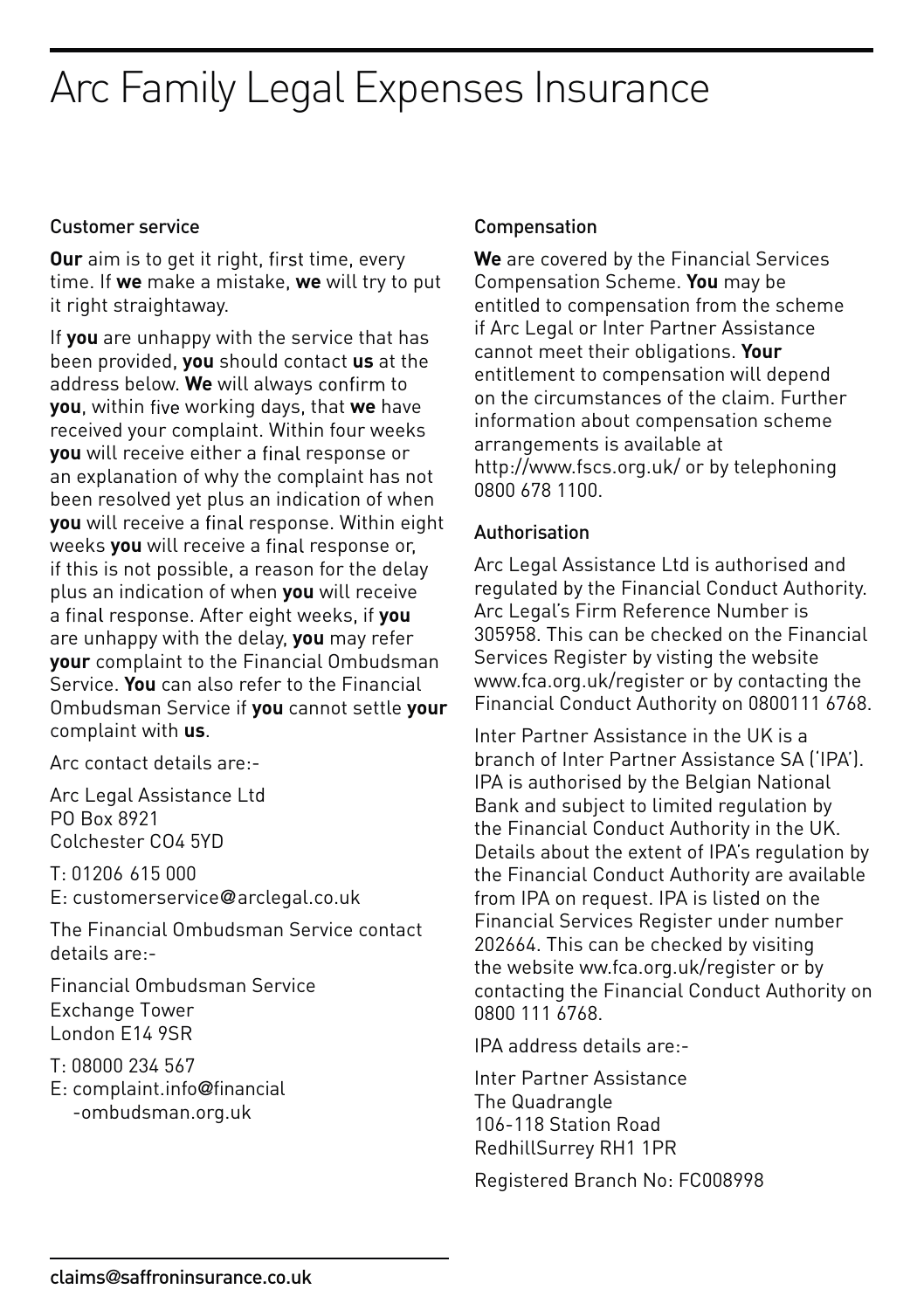# Arc Family Legal Expenses Insurance

## Customer service

**Our** aim is to get it right, first time, every time. If **we** make a mistake, **we** will try to put it right straightaway.

If **you** are unhappy with the service that has been provided, **you** should contact **us** at the address below. **We** will always confirm to **you**, within five working days, that **we** have received your complaint. Within four weeks **you** will receive either a final response or an explanation of why the complaint has not been resolved yet plus an indication of when **you** will receive a final response. Within eight weeks **you** will receive a final response or, if this is not possible, a reason for the delay plus an indication of when **you** will receive a final response. After eight weeks, if **you** are unhappy with the delay, **you** may refer **your** complaint to the Financial Ombudsman Service. **You** can also refer to the Financial Ombudsman Service if **you** cannot settle **your** complaint with **us**.

Arc contact details are:-

Arc Legal Assistance Ltd
PO Box 8921
Colchester CO4 5YD

T: 01206 615 000
E: customerservice@arclegal.co.uk

The Financial Ombudsman Service contact details are:-

Financial Ombudsman Service
Exchange Tower
London E14 9SR

T: 08000 234 567
E: complaint.info@financial-ombudsman.org.uk

## Compensation

**We** are covered by the Financial Services Compensation Scheme. **You** may be entitled to compensation from the scheme if Arc Legal or Inter Partner Assistance cannot meet their obligations. **Your** entitlement to compensation will depend on the circumstances of the claim. Further information about compensation scheme arrangements is available at http://www.fscs.org.uk/ or by telephoning 0800 678 1100.

## Authorisation

Arc Legal Assistance Ltd is authorised and regulated by the Financial Conduct Authority. Arc Legal's Firm Reference Number is 305958. This can be checked on the Financial Services Register by visting the website www.fca.org.uk/register or by contacting the Financial Conduct Authority on 0800111 6768.

Inter Partner Assistance in the UK is a branch of Inter Partner Assistance SA ('IPA'). IPA is authorised by the Belgian National Bank and subject to limited regulation by the Financial Conduct Authority in the UK. Details about the extent of IPA's regulation by the Financial Conduct Authority are available from IPA on request. IPA is listed on the Financial Services Register under number 202664. This can be checked by visiting the website ww.fca.org.uk/register or by contacting the Financial Conduct Authority on 0800 111 6768.

IPA address details are:-

Inter Partner Assistance
The Quadrangle
106-118 Station Road
RedhillSurrey RH1 1PR

Registered Branch No: FC008998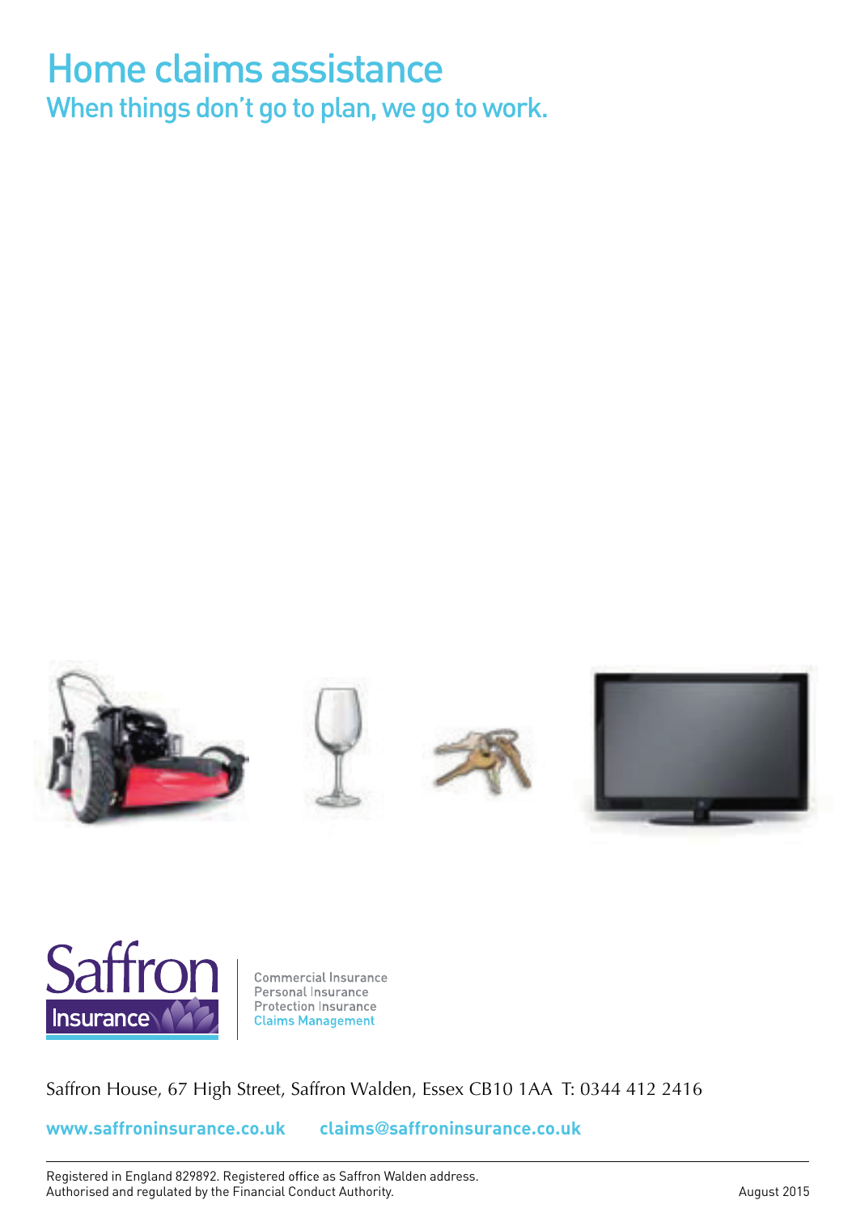# Home claims assistance

## When things don't go to plan, we go to work.

Saffron Insurance

Commercial Insurance
Personal Insurance
Protection Insurance
Claims Management

Saffron House, 67 High Street, Saffron Walden, Essex CB10 1AA T: 0344 412 2416

**www.saffroninsurance.co.uk** **claims@saffroninsurance.co.uk**

Registered in England 829892. Registered office as Saffron Walden address.
Authorised and regulated by the Financial Conduct Authority.

August 2015